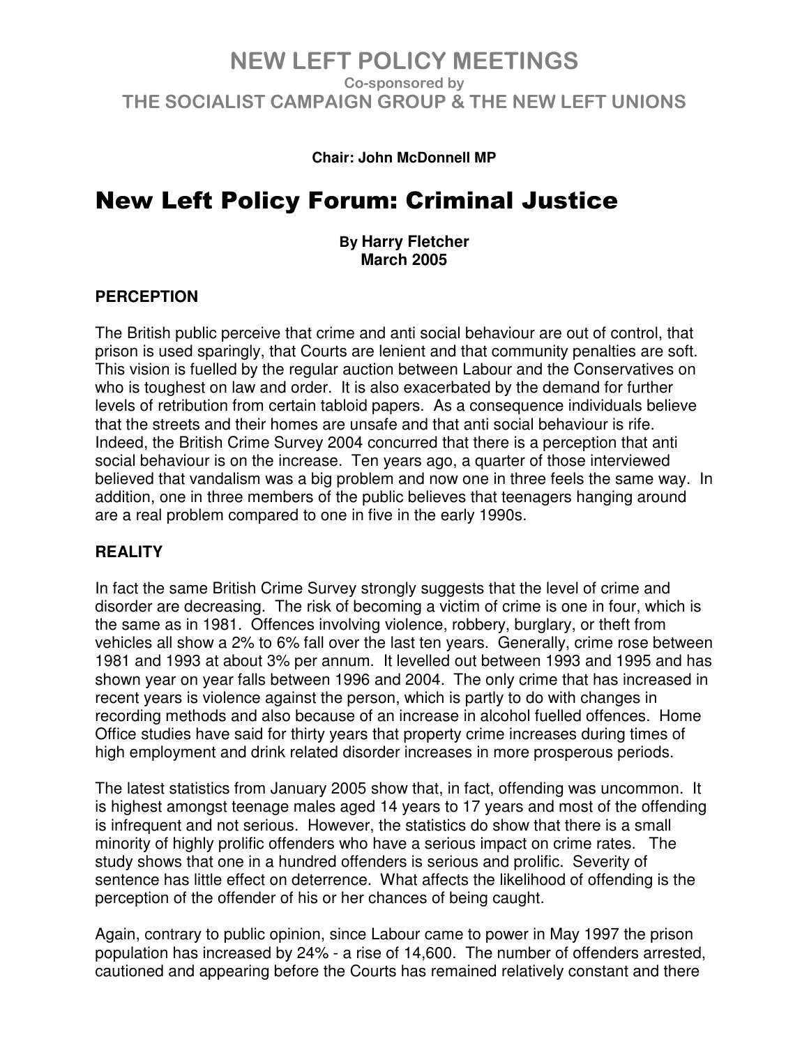# NEW LEFT POLICY MEETINGS

Co-sponsored by

## THE SOCIALIST CAMPAIGN GROUP & THE NEW LEFT UNIONS

**Chair: John McDonnell MP**

# New Left Policy Forum: Criminal Justice

**By Harry Fletcher**
**March 2005**

### PERCEPTION

The British public perceive that crime and anti social behaviour are out of control, that prison is used sparingly, that Courts are lenient and that community penalties are soft. This vision is fuelled by the regular auction between Labour and the Conservatives on who is toughest on law and order. It is also exacerbated by the demand for further levels of retribution from certain tabloid papers. As a consequence individuals believe that the streets and their homes are unsafe and that anti social behaviour is rife. Indeed, the British Crime Survey 2004 concurred that there is a perception that anti social behaviour is on the increase. Ten years ago, a quarter of those interviewed believed that vandalism was a big problem and now one in three feels the same way. In addition, one in three members of the public believes that teenagers hanging around are a real problem compared to one in five in the early 1990s.

### REALITY

In fact the same British Crime Survey strongly suggests that the level of crime and disorder are decreasing. The risk of becoming a victim of crime is one in four, which is the same as in 1981. Offences involving violence, robbery, burglary, or theft from vehicles all show a 2% to 6% fall over the last ten years. Generally, crime rose between 1981 and 1993 at about 3% per annum. It levelled out between 1993 and 1995 and has shown year on year falls between 1996 and 2004. The only crime that has increased in recent years is violence against the person, which is partly to do with changes in recording methods and also because of an increase in alcohol fuelled offences. Home Office studies have said for thirty years that property crime increases during times of high employment and drink related disorder increases in more prosperous periods.

The latest statistics from January 2005 show that, in fact, offending was uncommon. It is highest amongst teenage males aged 14 years to 17 years and most of the offending is infrequent and not serious. However, the statistics do show that there is a small minority of highly prolific offenders who have a serious impact on crime rates. The study shows that one in a hundred offenders is serious and prolific. Severity of sentence has little effect on deterrence. What affects the likelihood of offending is the perception of the offender of his or her chances of being caught.

Again, contrary to public opinion, since Labour came to power in May 1997 the prison population has increased by 24% - a rise of 14,600. The number of offenders arrested, cautioned and appearing before the Courts has remained relatively constant and there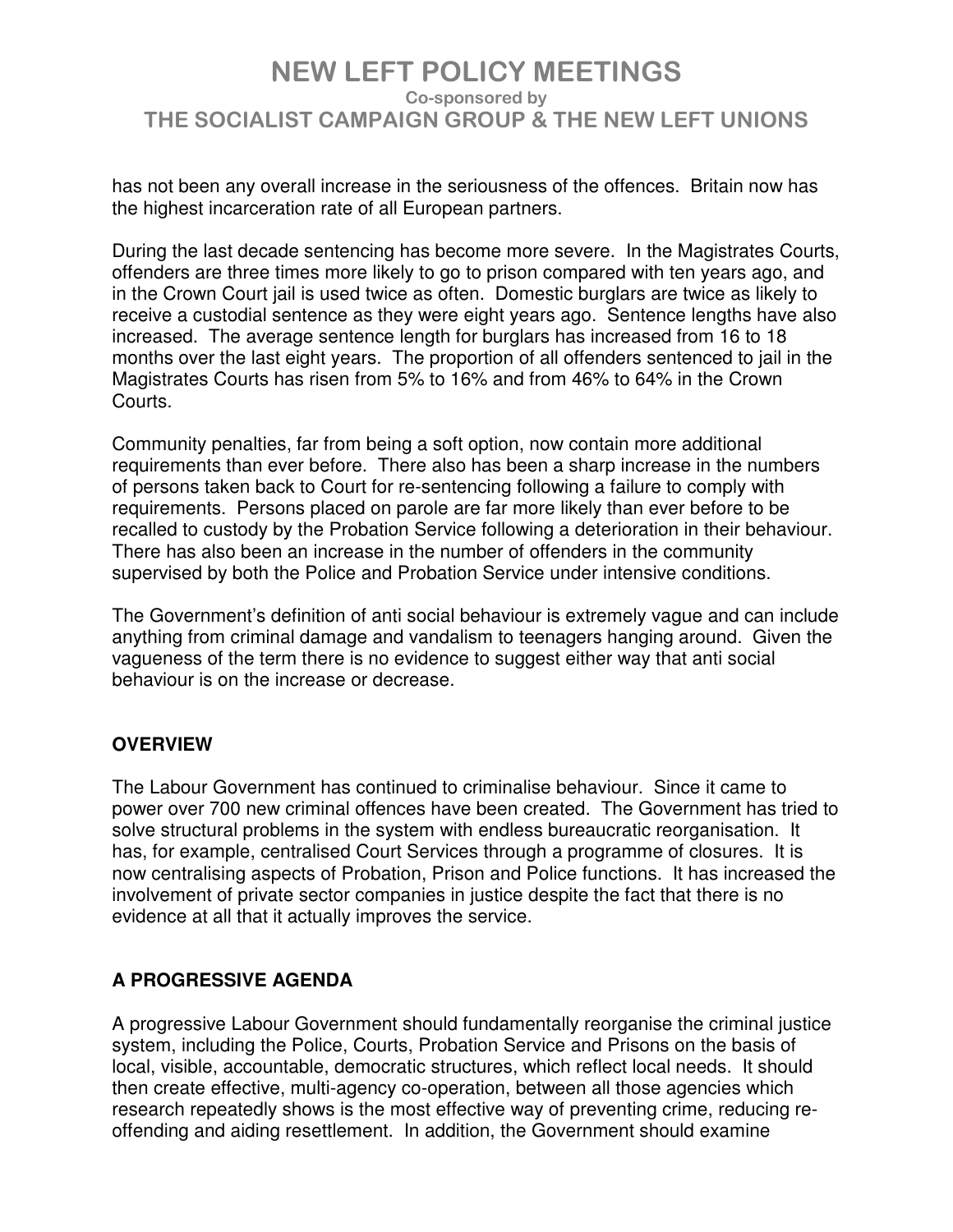has not been any overall increase in the seriousness of the offences. Britain now has the highest incarceration rate of all European partners.

During the last decade sentencing has become more severe. In the Magistrates Courts, offenders are three times more likely to go to prison compared with ten years ago, and in the Crown Court jail is used twice as often. Domestic burglars are twice as likely to receive a custodial sentence as they were eight years ago. Sentence lengths have also increased. The average sentence length for burglars has increased from 16 to 18 months over the last eight years. The proportion of all offenders sentenced to jail in the Magistrates Courts has risen from 5% to 16% and from 46% to 64% in the Crown Courts.

Community penalties, far from being a soft option, now contain more additional requirements than ever before. There also has been a sharp increase in the numbers of persons taken back to Court for re-sentencing following a failure to comply with requirements. Persons placed on parole are far more likely than ever before to be recalled to custody by the Probation Service following a deterioration in their behaviour. There has also been an increase in the number of offenders in the community supervised by both the Police and Probation Service under intensive conditions.

The Government's definition of anti social behaviour is extremely vague and can include anything from criminal damage and vandalism to teenagers hanging around. Given the vagueness of the term there is no evidence to suggest either way that anti social behaviour is on the increase or decrease.

## OVERVIEW

The Labour Government has continued to criminalise behaviour. Since it came to power over 700 new criminal offences have been created. The Government has tried to solve structural problems in the system with endless bureaucratic reorganisation. It has, for example, centralised Court Services through a programme of closures. It is now centralising aspects of Probation, Prison and Police functions. It has increased the involvement of private sector companies in justice despite the fact that there is no evidence at all that it actually improves the service.

## A PROGRESSIVE AGENDA

A progressive Labour Government should fundamentally reorganise the criminal justice system, including the Police, Courts, Probation Service and Prisons on the basis of local, visible, accountable, democratic structures, which reflect local needs. It should then create effective, multi-agency co-operation, between all those agencies which research repeatedly shows is the most effective way of preventing crime, reducing re-offending and aiding resettlement. In addition, the Government should examine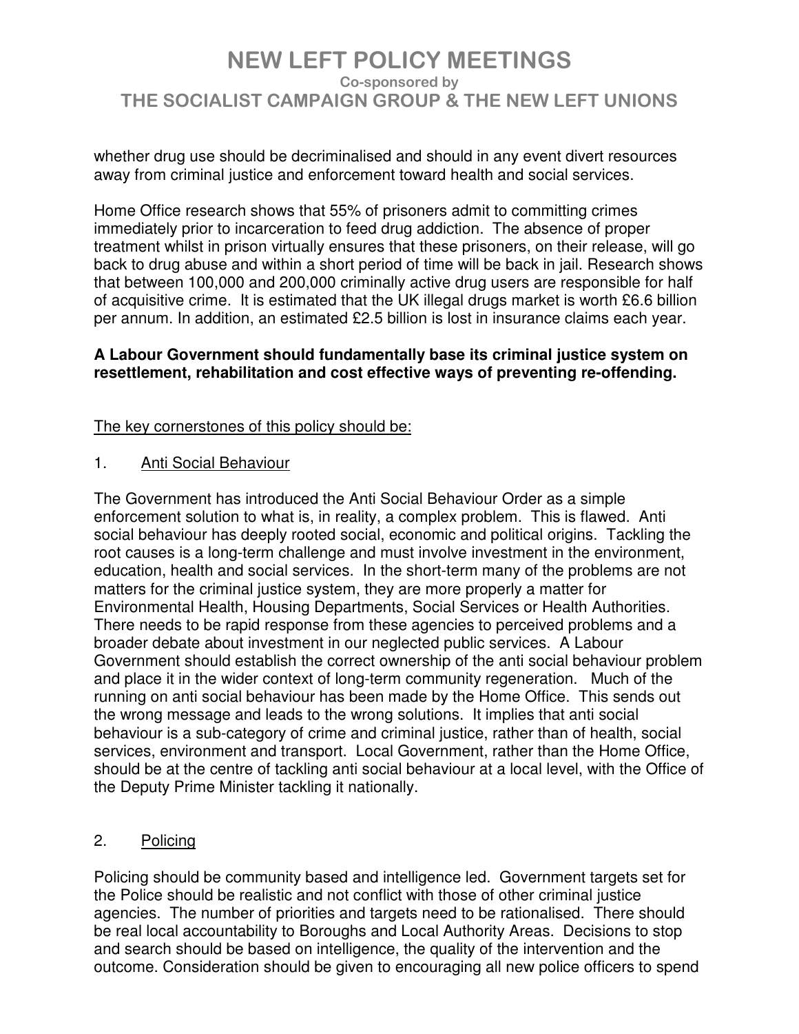whether drug use should be decriminalised and should in any event divert resources away from criminal justice and enforcement toward health and social services.

Home Office research shows that 55% of prisoners admit to committing crimes immediately prior to incarceration to feed drug addiction. The absence of proper treatment whilst in prison virtually ensures that these prisoners, on their release, will go back to drug abuse and within a short period of time will be back in jail. Research shows that between 100,000 and 200,000 criminally active drug users are responsible for half of acquisitive crime. It is estimated that the UK illegal drugs market is worth £6.6 billion per annum. In addition, an estimated £2.5 billion is lost in insurance claims each year.

**A Labour Government should fundamentally base its criminal justice system on resettlement, rehabilitation and cost effective ways of preventing re-offending.**

The key cornerstones of this policy should be:

1. Anti Social Behaviour

The Government has introduced the Anti Social Behaviour Order as a simple enforcement solution to what is, in reality, a complex problem. This is flawed. Anti social behaviour has deeply rooted social, economic and political origins. Tackling the root causes is a long-term challenge and must involve investment in the environment, education, health and social services. In the short-term many of the problems are not matters for the criminal justice system, they are more properly a matter for Environmental Health, Housing Departments, Social Services or Health Authorities. There needs to be rapid response from these agencies to perceived problems and a broader debate about investment in our neglected public services. A Labour Government should establish the correct ownership of the anti social behaviour problem and place it in the wider context of long-term community regeneration. Much of the running on anti social behaviour has been made by the Home Office. This sends out the wrong message and leads to the wrong solutions. It implies that anti social behaviour is a sub-category of crime and criminal justice, rather than of health, social services, environment and transport. Local Government, rather than the Home Office, should be at the centre of tackling anti social behaviour at a local level, with the Office of the Deputy Prime Minister tackling it nationally.

2. Policing

Policing should be community based and intelligence led. Government targets set for the Police should be realistic and not conflict with those of other criminal justice agencies. The number of priorities and targets need to be rationalised. There should be real local accountability to Boroughs and Local Authority Areas. Decisions to stop and search should be based on intelligence, the quality of the intervention and the outcome. Consideration should be given to encouraging all new police officers to spend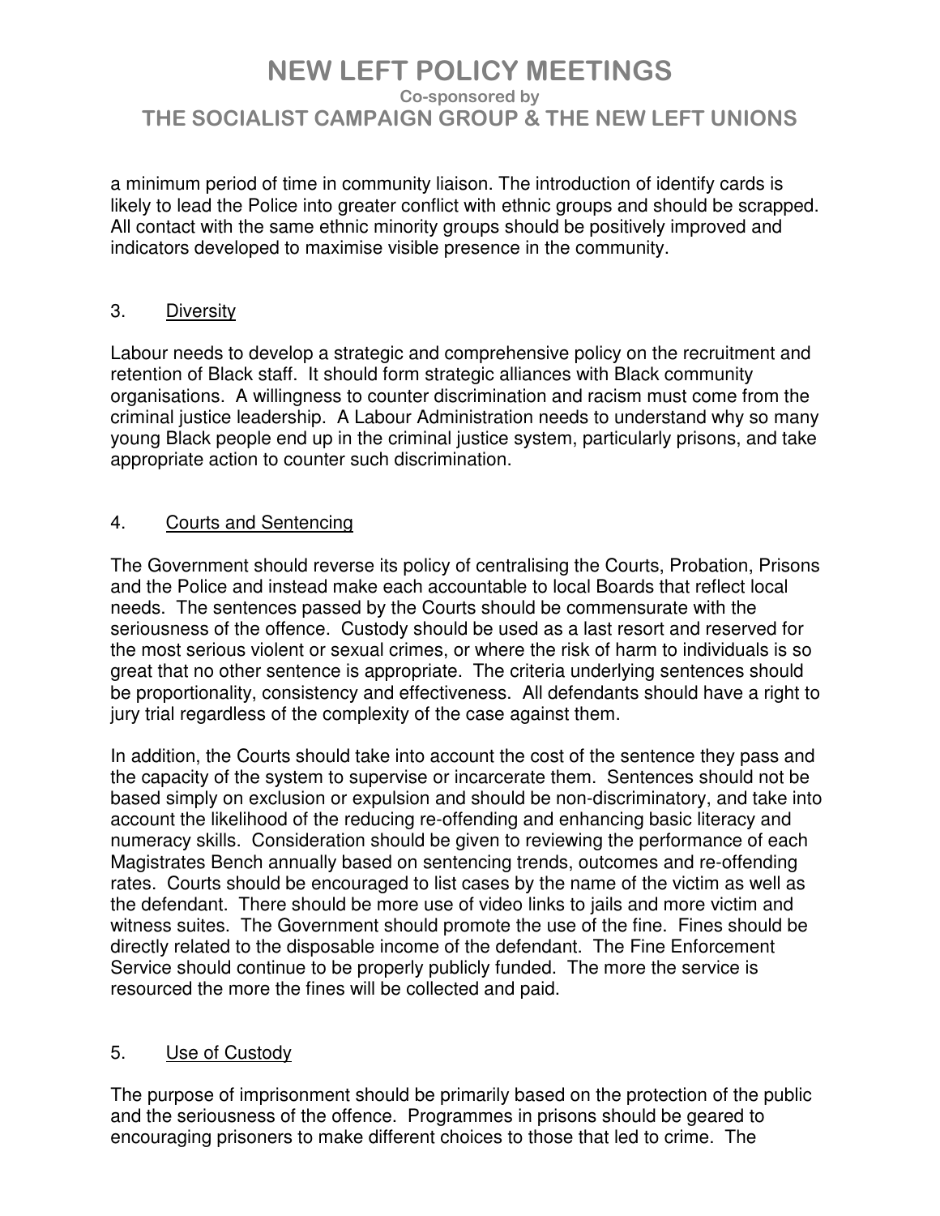a minimum period of time in community liaison. The introduction of identify cards is likely to lead the Police into greater conflict with ethnic groups and should be scrapped. All contact with the same ethnic minority groups should be positively improved and indicators developed to maximise visible presence in the community.

## 3. Diversity

Labour needs to develop a strategic and comprehensive policy on the recruitment and retention of Black staff. It should form strategic alliances with Black community organisations. A willingness to counter discrimination and racism must come from the criminal justice leadership. A Labour Administration needs to understand why so many young Black people end up in the criminal justice system, particularly prisons, and take appropriate action to counter such discrimination.

## 4. Courts and Sentencing

The Government should reverse its policy of centralising the Courts, Probation, Prisons and the Police and instead make each accountable to local Boards that reflect local needs. The sentences passed by the Courts should be commensurate with the seriousness of the offence. Custody should be used as a last resort and reserved for the most serious violent or sexual crimes, or where the risk of harm to individuals is so great that no other sentence is appropriate. The criteria underlying sentences should be proportionality, consistency and effectiveness. All defendants should have a right to jury trial regardless of the complexity of the case against them.

In addition, the Courts should take into account the cost of the sentence they pass and the capacity of the system to supervise or incarcerate them. Sentences should not be based simply on exclusion or expulsion and should be non-discriminatory, and take into account the likelihood of the reducing re-offending and enhancing basic literacy and numeracy skills. Consideration should be given to reviewing the performance of each Magistrates Bench annually based on sentencing trends, outcomes and re-offending rates. Courts should be encouraged to list cases by the name of the victim as well as the defendant. There should be more use of video links to jails and more victim and witness suites. The Government should promote the use of the fine. Fines should be directly related to the disposable income of the defendant. The Fine Enforcement Service should continue to be properly publicly funded. The more the service is resourced the more the fines will be collected and paid.

## 5. Use of Custody

The purpose of imprisonment should be primarily based on the protection of the public and the seriousness of the offence. Programmes in prisons should be geared to encouraging prisoners to make different choices to those that led to crime. The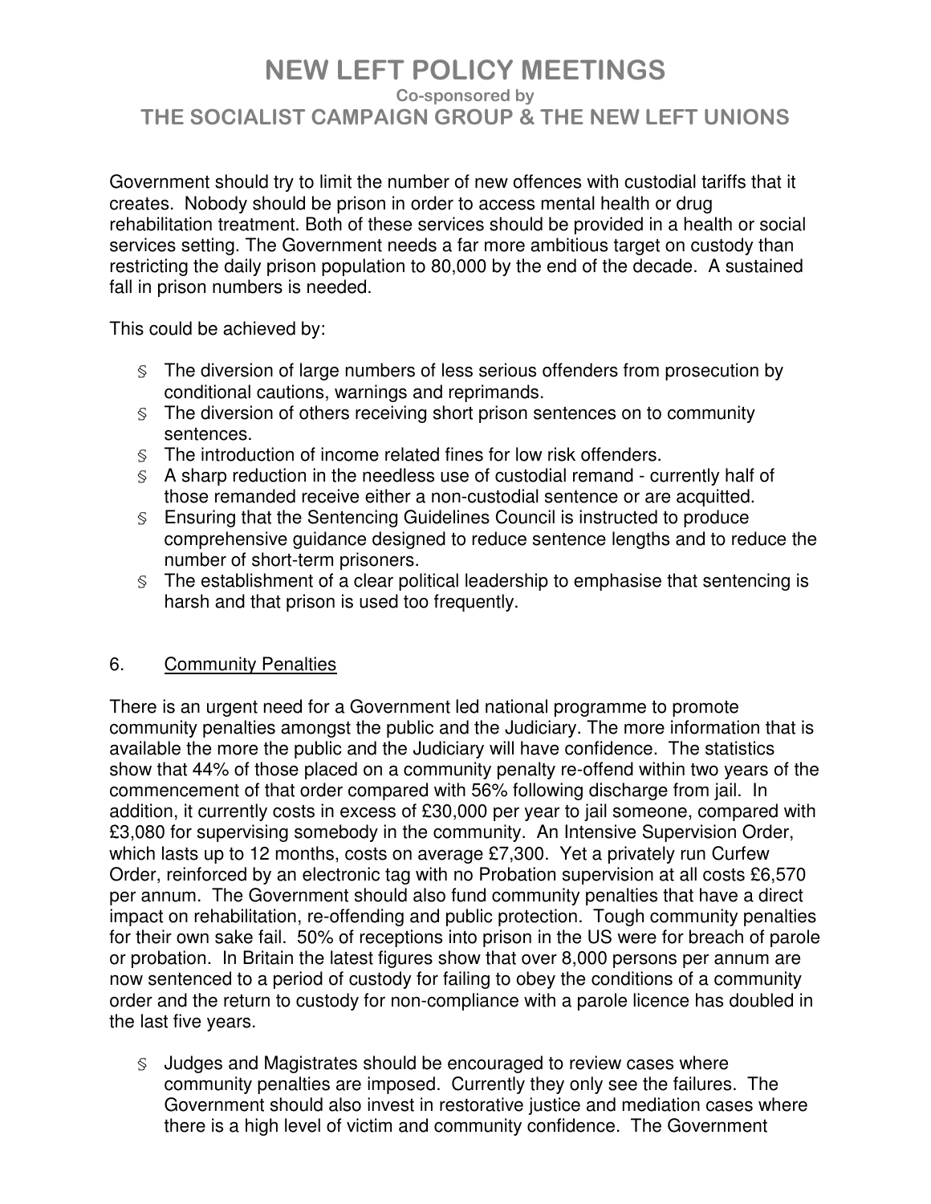Government should try to limit the number of new offences with custodial tariffs that it creates. Nobody should be prison in order to access mental health or drug rehabilitation treatment. Both of these services should be provided in a health or social services setting. The Government needs a far more ambitious target on custody than restricting the daily prison population to 80,000 by the end of the decade. A sustained fall in prison numbers is needed.

This could be achieved by:

- The diversion of large numbers of less serious offenders from prosecution by conditional cautions, warnings and reprimands.
- The diversion of others receiving short prison sentences on to community sentences.
- The introduction of income related fines for low risk offenders.
- A sharp reduction in the needless use of custodial remand - currently half of those remanded receive either a non-custodial sentence or are acquitted.
- Ensuring that the Sentencing Guidelines Council is instructed to produce comprehensive guidance designed to reduce sentence lengths and to reduce the number of short-term prisoners.
- The establishment of a clear political leadership to emphasise that sentencing is harsh and that prison is used too frequently.

## 6. Community Penalties

There is an urgent need for a Government led national programme to promote community penalties amongst the public and the Judiciary. The more information that is available the more the public and the Judiciary will have confidence. The statistics show that 44% of those placed on a community penalty re-offend within two years of the commencement of that order compared with 56% following discharge from jail. In addition, it currently costs in excess of £30,000 per year to jail someone, compared with £3,080 for supervising somebody in the community. An Intensive Supervision Order, which lasts up to 12 months, costs on average £7,300. Yet a privately run Curfew Order, reinforced by an electronic tag with no Probation supervision at all costs £6,570 per annum. The Government should also fund community penalties that have a direct impact on rehabilitation, re-offending and public protection. Tough community penalties for their own sake fail. 50% of receptions into prison in the US were for breach of parole or probation. In Britain the latest figures show that over 8,000 persons per annum are now sentenced to a period of custody for failing to obey the conditions of a community order and the return to custody for non-compliance with a parole licence has doubled in the last five years.

- Judges and Magistrates should be encouraged to review cases where community penalties are imposed. Currently they only see the failures. The Government should also invest in restorative justice and mediation cases where there is a high level of victim and community confidence. The Government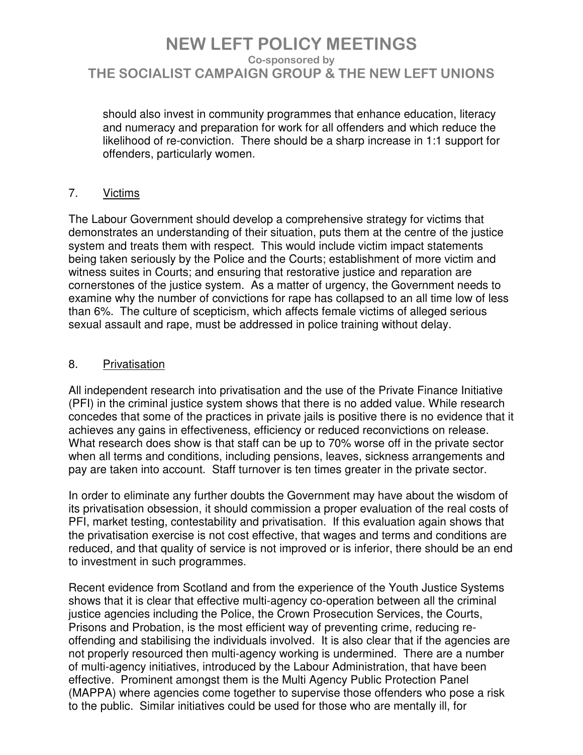should also invest in community programmes that enhance education, literacy and numeracy and preparation for work for all offenders and which reduce the likelihood of re-conviction. There should be a sharp increase in 1:1 support for offenders, particularly women.

## 7. Victims

The Labour Government should develop a comprehensive strategy for victims that demonstrates an understanding of their situation, puts them at the centre of the justice system and treats them with respect. This would include victim impact statements being taken seriously by the Police and the Courts; establishment of more victim and witness suites in Courts; and ensuring that restorative justice and reparation are cornerstones of the justice system. As a matter of urgency, the Government needs to examine why the number of convictions for rape has collapsed to an all time low of less than 6%. The culture of scepticism, which affects female victims of alleged serious sexual assault and rape, must be addressed in police training without delay.

## 8. Privatisation

All independent research into privatisation and the use of the Private Finance Initiative (PFI) in the criminal justice system shows that there is no added value. While research concedes that some of the practices in private jails is positive there is no evidence that it achieves any gains in effectiveness, efficiency or reduced reconvictions on release. What research does show is that staff can be up to 70% worse off in the private sector when all terms and conditions, including pensions, leaves, sickness arrangements and pay are taken into account. Staff turnover is ten times greater in the private sector.

In order to eliminate any further doubts the Government may have about the wisdom of its privatisation obsession, it should commission a proper evaluation of the real costs of PFI, market testing, contestability and privatisation. If this evaluation again shows that the privatisation exercise is not cost effective, that wages and terms and conditions are reduced, and that quality of service is not improved or is inferior, there should be an end to investment in such programmes.

Recent evidence from Scotland and from the experience of the Youth Justice Systems shows that it is clear that effective multi-agency co-operation between all the criminal justice agencies including the Police, the Crown Prosecution Services, the Courts, Prisons and Probation, is the most efficient way of preventing crime, reducing re-offending and stabilising the individuals involved. It is also clear that if the agencies are not properly resourced then multi-agency working is undermined. There are a number of multi-agency initiatives, introduced by the Labour Administration, that have been effective. Prominent amongst them is the Multi Agency Public Protection Panel (MAPPA) where agencies come together to supervise those offenders who pose a risk to the public. Similar initiatives could be used for those who are mentally ill, for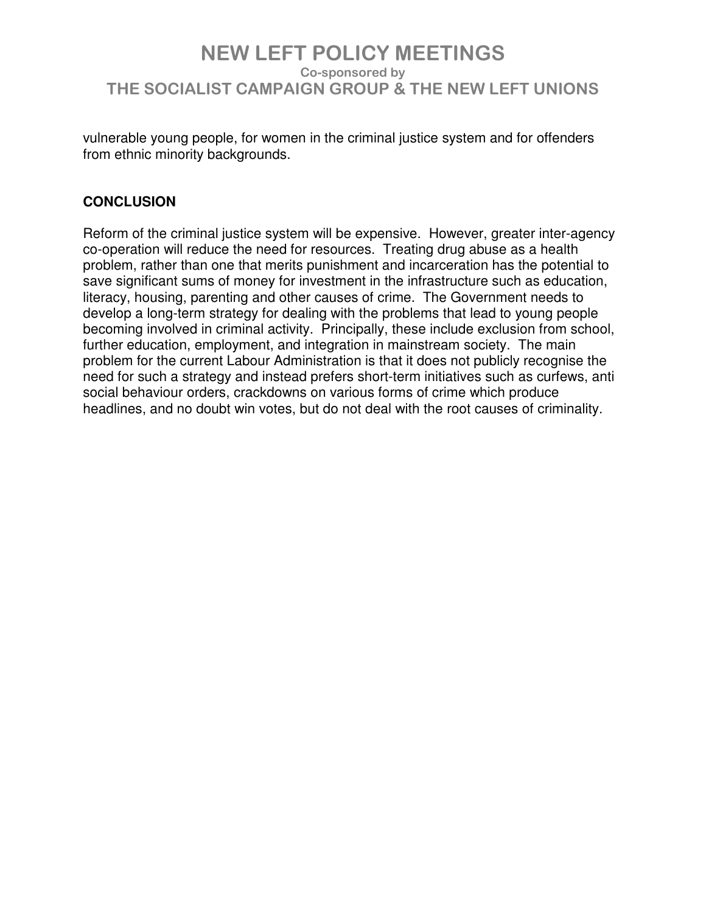vulnerable young people, for women in the criminal justice system and for offenders from ethnic minority backgrounds.

**CONCLUSION**

Reform of the criminal justice system will be expensive. However, greater inter-agency co-operation will reduce the need for resources. Treating drug abuse as a health problem, rather than one that merits punishment and incarceration has the potential to save significant sums of money for investment in the infrastructure such as education, literacy, housing, parenting and other causes of crime. The Government needs to develop a long-term strategy for dealing with the problems that lead to young people becoming involved in criminal activity. Principally, these include exclusion from school, further education, employment, and integration in mainstream society. The main problem for the current Labour Administration is that it does not publicly recognise the need for such a strategy and instead prefers short-term initiatives such as curfews, anti social behaviour orders, crackdowns on various forms of crime which produce headlines, and no doubt win votes, but do not deal with the root causes of criminality.